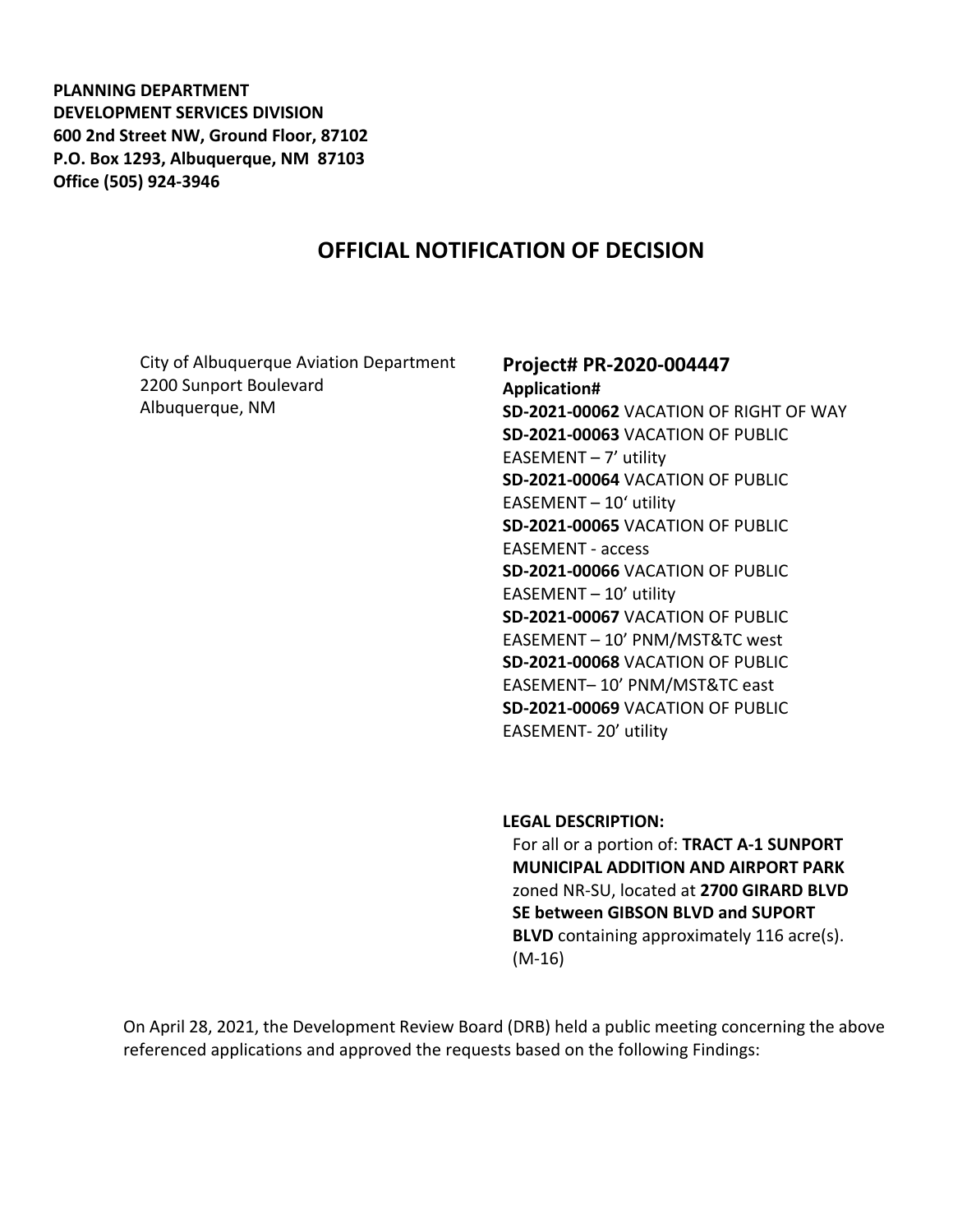**PLANNING DEPARTMENT**
**DEVELOPMENT SERVICES DIVISION**
**600 2nd Street NW, Ground Floor, 87102**
**P.O. Box 1293, Albuquerque, NM 87103**
**Office (505) 924-3946**

# OFFICIAL NOTIFICATION OF DECISION

City of Albuquerque Aviation Department
2200 Sunport Boulevard
Albuquerque, NM

## Project# PR-2020-004447

**Application#**
**SD-2021-00062** VACATION OF RIGHT OF WAY
**SD-2021-00063** VACATION OF PUBLIC EASEMENT – 7' utility
**SD-2021-00064** VACATION OF PUBLIC EASEMENT – 10' utility
**SD-2021-00065** VACATION OF PUBLIC EASEMENT - access
**SD-2021-00066** VACATION OF PUBLIC EASEMENT – 10' utility
**SD-2021-00067** VACATION OF PUBLIC EASEMENT – 10' PNM/MST&TC west
**SD-2021-00068** VACATION OF PUBLIC EASEMENT– 10' PNM/MST&TC east
**SD-2021-00069** VACATION OF PUBLIC EASEMENT- 20' utility

**LEGAL DESCRIPTION:**
For all or a portion of: **TRACT A-1 SUNPORT MUNICIPAL ADDITION AND AIRPORT PARK** zoned NR-SU, located at **2700 GIRARD BLVD SE between GIBSON BLVD and SUPORT BLVD** containing approximately 116 acre(s). (M-16)

On April 28, 2021, the Development Review Board (DRB) held a public meeting concerning the above referenced applications and approved the requests based on the following Findings: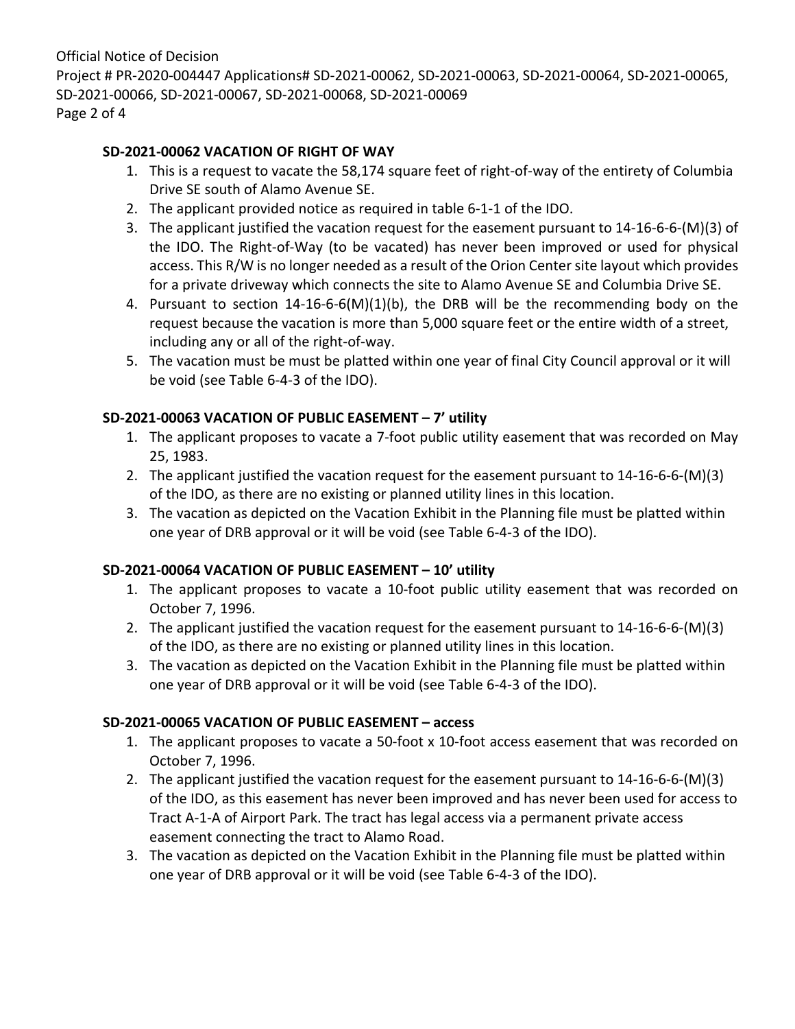### SD-2021-00062 VACATION OF RIGHT OF WAY

1. This is a request to vacate the 58,174 square feet of right-of-way of the entirety of Columbia Drive SE south of Alamo Avenue SE.
2. The applicant provided notice as required in table 6-1-1 of the IDO.
3. The applicant justified the vacation request for the easement pursuant to 14-16-6-6-(M)(3) of the IDO. The Right-of-Way (to be vacated) has never been improved or used for physical access. This R/W is no longer needed as a result of the Orion Center site layout which provides for a private driveway which connects the site to Alamo Avenue SE and Columbia Drive SE.
4. Pursuant to section 14-16-6-6(M)(1)(b), the DRB will be the recommending body on the request because the vacation is more than 5,000 square feet or the entire width of a street, including any or all of the right-of-way.
5. The vacation must be must be platted within one year of final City Council approval or it will be void (see Table 6-4-3 of the IDO).

### SD-2021-00063 VACATION OF PUBLIC EASEMENT – 7' utility

1. The applicant proposes to vacate a 7-foot public utility easement that was recorded on May 25, 1983.
2. The applicant justified the vacation request for the easement pursuant to 14-16-6-6-(M)(3) of the IDO, as there are no existing or planned utility lines in this location.
3. The vacation as depicted on the Vacation Exhibit in the Planning file must be platted within one year of DRB approval or it will be void (see Table 6-4-3 of the IDO).

### SD-2021-00064 VACATION OF PUBLIC EASEMENT – 10' utility

1. The applicant proposes to vacate a 10-foot public utility easement that was recorded on October 7, 1996.
2. The applicant justified the vacation request for the easement pursuant to 14-16-6-6-(M)(3) of the IDO, as there are no existing or planned utility lines in this location.
3. The vacation as depicted on the Vacation Exhibit in the Planning file must be platted within one year of DRB approval or it will be void (see Table 6-4-3 of the IDO).

### SD-2021-00065 VACATION OF PUBLIC EASEMENT – access

1. The applicant proposes to vacate a 50-foot x 10-foot access easement that was recorded on October 7, 1996.
2. The applicant justified the vacation request for the easement pursuant to 14-16-6-6-(M)(3) of the IDO, as this easement has never been improved and has never been used for access to Tract A-1-A of Airport Park. The tract has legal access via a permanent private access easement connecting the tract to Alamo Road.
3. The vacation as depicted on the Vacation Exhibit in the Planning file must be platted within one year of DRB approval or it will be void (see Table 6-4-3 of the IDO).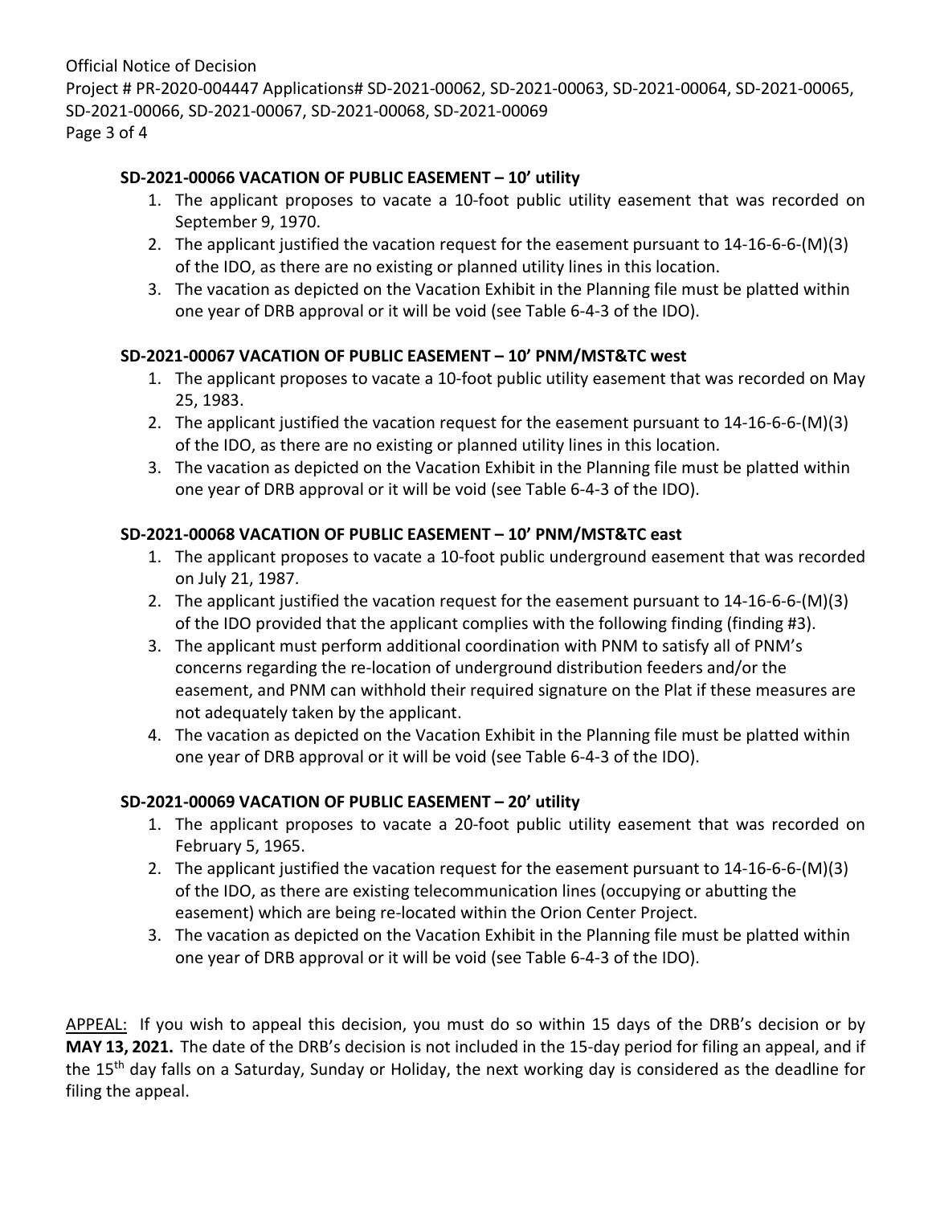**SD-2021-00066 VACATION OF PUBLIC EASEMENT – 10' utility**

1. The applicant proposes to vacate a 10-foot public utility easement that was recorded on September 9, 1970.
2. The applicant justified the vacation request for the easement pursuant to 14-16-6-6-(M)(3) of the IDO, as there are no existing or planned utility lines in this location.
3. The vacation as depicted on the Vacation Exhibit in the Planning file must be platted within one year of DRB approval or it will be void (see Table 6-4-3 of the IDO).

**SD-2021-00067 VACATION OF PUBLIC EASEMENT – 10' PNM/MST&TC west**

1. The applicant proposes to vacate a 10-foot public utility easement that was recorded on May 25, 1983.
2. The applicant justified the vacation request for the easement pursuant to 14-16-6-6-(M)(3) of the IDO, as there are no existing or planned utility lines in this location.
3. The vacation as depicted on the Vacation Exhibit in the Planning file must be platted within one year of DRB approval or it will be void (see Table 6-4-3 of the IDO).

**SD-2021-00068 VACATION OF PUBLIC EASEMENT – 10' PNM/MST&TC east**

1. The applicant proposes to vacate a 10-foot public underground easement that was recorded on July 21, 1987.
2. The applicant justified the vacation request for the easement pursuant to 14-16-6-6-(M)(3) of the IDO provided that the applicant complies with the following finding (finding #3).
3. The applicant must perform additional coordination with PNM to satisfy all of PNM's concerns regarding the re-location of underground distribution feeders and/or the easement, and PNM can withhold their required signature on the Plat if these measures are not adequately taken by the applicant.
4. The vacation as depicted on the Vacation Exhibit in the Planning file must be platted within one year of DRB approval or it will be void (see Table 6-4-3 of the IDO).

**SD-2021-00069 VACATION OF PUBLIC EASEMENT – 20' utility**

1. The applicant proposes to vacate a 20-foot public utility easement that was recorded on February 5, 1965.
2. The applicant justified the vacation request for the easement pursuant to 14-16-6-6-(M)(3) of the IDO, as there are existing telecommunication lines (occupying or abutting the easement) which are being re-located within the Orion Center Project.
3. The vacation as depicted on the Vacation Exhibit in the Planning file must be platted within one year of DRB approval or it will be void (see Table 6-4-3 of the IDO).

APPEAL: If you wish to appeal this decision, you must do so within 15 days of the DRB's decision or by **MAY 13, 2021.** The date of the DRB's decision is not included in the 15-day period for filing an appeal, and if the 15th day falls on a Saturday, Sunday or Holiday, the next working day is considered as the deadline for filing the appeal.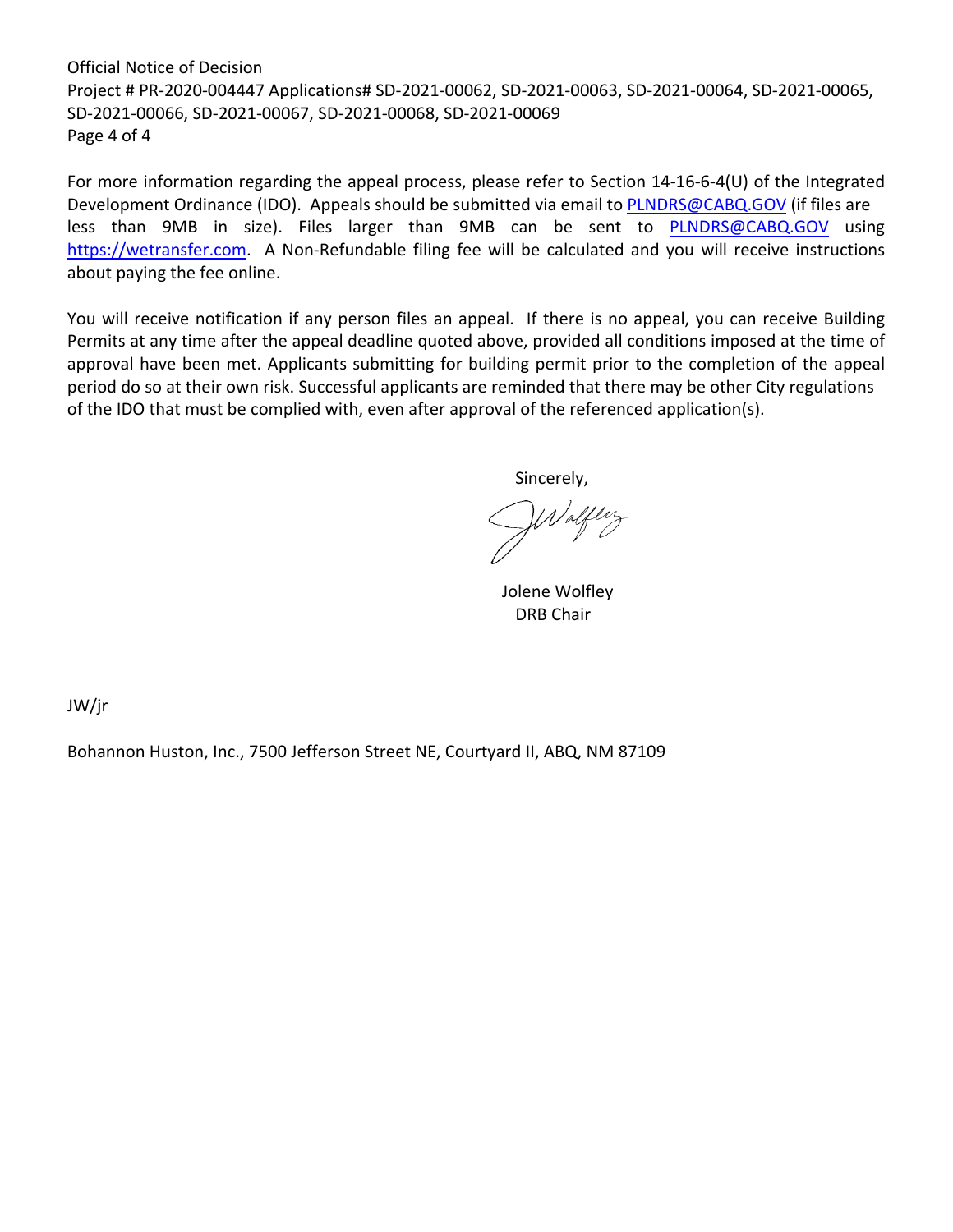For more information regarding the appeal process, please refer to Section 14-16-6-4(U) of the Integrated Development Ordinance (IDO). Appeals should be submitted via email to PLNDRS@CABQ.GOV (if files are less than 9MB in size). Files larger than 9MB can be sent to PLNDRS@CABQ.GOV using https://wetransfer.com. A Non-Refundable filing fee will be calculated and you will receive instructions about paying the fee online.

You will receive notification if any person files an appeal. If there is no appeal, you can receive Building Permits at any time after the appeal deadline quoted above, provided all conditions imposed at the time of approval have been met. Applicants submitting for building permit prior to the completion of the appeal period do so at their own risk. Successful applicants are reminded that there may be other City regulations of the IDO that must be complied with, even after approval of the referenced application(s).

Sincerely,

Jolene Wolfley
DRB Chair

JW/jr

Bohannon Huston, Inc., 7500 Jefferson Street NE, Courtyard II, ABQ, NM 87109